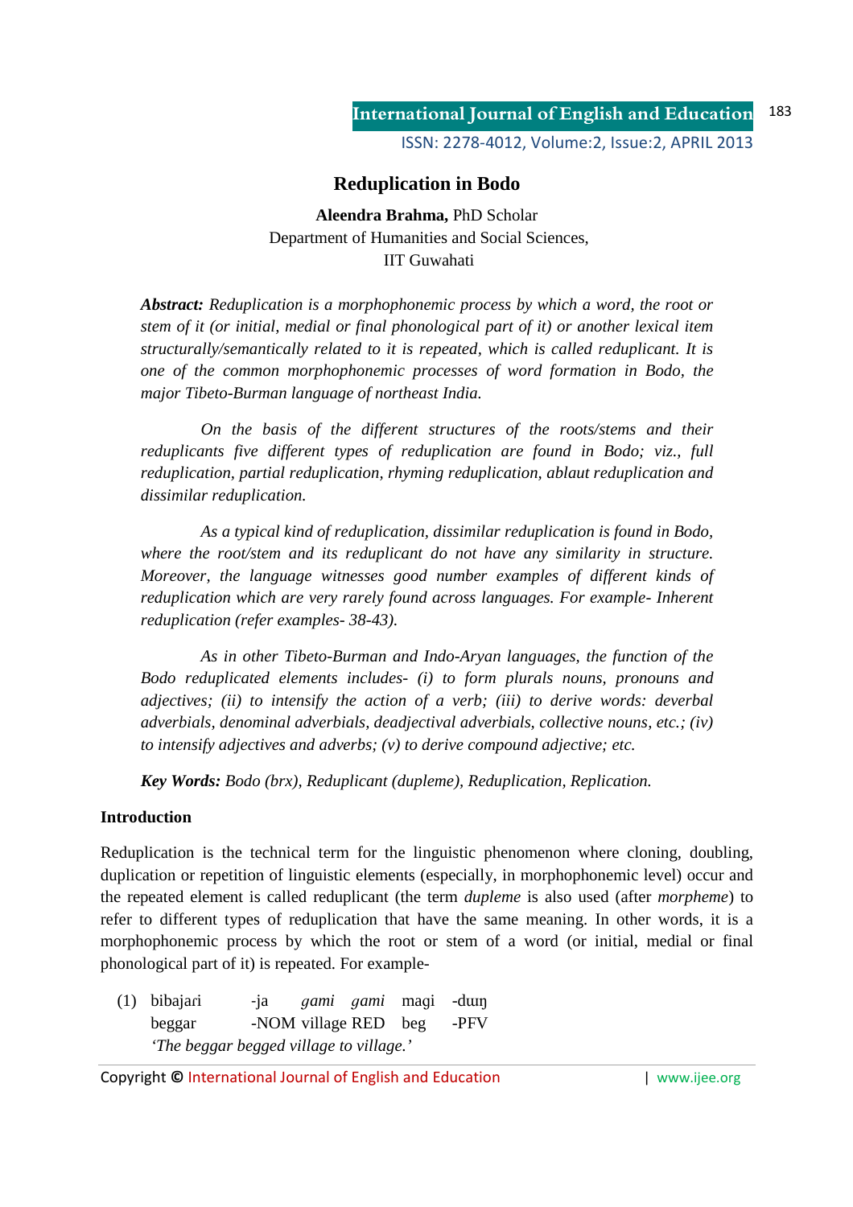# Reduplication in Bodo

**Aleendra Brahma,** PhD Scholar
Department of Humanities and Social Sciences,
IIT Guwahati

***Abstract:*** *Reduplication is a morphophonemic process by which a word, the root or stem of it (or initial, medial or final phonological part of it) or another lexical item structurally/semantically related to it is repeated, which is called reduplicant. It is one of the common morphophonemic processes of word formation in Bodo, the major Tibeto-Burman language of northeast India.*

*On the basis of the different structures of the roots/stems and their reduplicants five different types of reduplication are found in Bodo; viz., full reduplication, partial reduplication, rhyming reduplication, ablaut reduplication and dissimilar reduplication.*

*As a typical kind of reduplication, dissimilar reduplication is found in Bodo, where the root/stem and its reduplicant do not have any similarity in structure. Moreover, the language witnesses good number examples of different kinds of reduplication which are very rarely found across languages. For example- Inherent reduplication (refer examples- 38-43).*

*As in other Tibeto-Burman and Indo-Aryan languages, the function of the Bodo reduplicated elements includes- (i) to form plurals nouns, pronouns and adjectives; (ii) to intensify the action of a verb; (iii) to derive words: deverbal adverbials, denominal adverbials, deadjectival adverbials, collective nouns, etc.; (iv) to intensify adjectives and adverbs; (v) to derive compound adjective; etc.*

***Key Words:*** *Bodo (brx), Reduplicant (dupleme), Reduplication, Replication.*

## Introduction

Reduplication is the technical term for the linguistic phenomenon where cloning, doubling, duplication or repetition of linguistic elements (especially, in morphophonemic level) occur and the repeated element is called reduplicant (the term *dupleme* is also used (after *morpheme*) to refer to different types of reduplication that have the same meaning. In other words, it is a morphophonemic process by which the root or stem of a word (or initial, medial or final phonological part of it) is repeated. For example-

(1) bibajari -ja *gami gami* magi -dɯŋ
beggar -NOM village RED beg -PFV
*'The beggar begged village to village.'*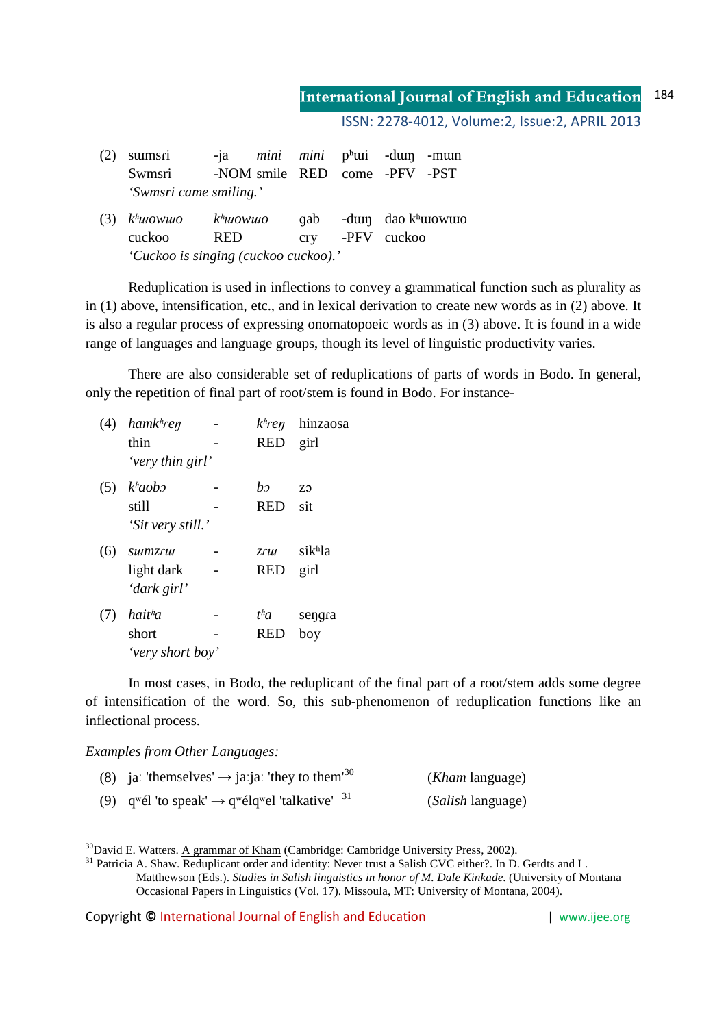(2) swmsɾi -ja *mini* *mini* pʰɯi -dɯŋ -mɯn
Swmsri -NOM smile RED come -PFV -PST
*'Swmsri came smiling.'*

(3) *kʰɯowɯo* *kʰɯowɯo* gab -dɯŋ dao kʰɯowɯo
cuckoo RED cry -PFV cuckoo
*'Cuckoo is singing (cuckoo cuckoo).'*

Reduplication is used in inflections to convey a grammatical function such as plurality as in (1) above, intensification, etc., and in lexical derivation to create new words as in (2) above. It is also a regular process of expressing onomatopoeic words as in (3) above. It is found in a wide range of languages and language groups, though its level of linguistic productivity varies.

There are also considerable set of reduplications of parts of words in Bodo. In general, only the repetition of final part of root/stem is found in Bodo. For instance-

(4) *hamkʰreŋ* - *kʰreŋ* hinzaosa
thin - RED girl
*'very thin girl'*

(5) *kʰaobɔ* - *bɔ* zɔ
still - RED sit
*'Sit very still.'*

(6) *swmzɾɯ* - *zɾɯ* sikʰla
light dark - RED girl
*'dark girl'*

(7) *haitʰa* - *tʰa* seŋgɾa
short - RED boy
*'very short boy'*

In most cases, in Bodo, the reduplicant of the final part of a root/stem adds some degree of intensification of the word. So, this sub-phenomenon of reduplication functions like an inflectional process.

*Examples from Other Languages:*

(8) jaː 'themselves' → jaːjaː 'they to them'[30] (*Kham* language)

(9) qʷél 'to speak' → qʷélqʷel 'talkative' [31] (*Salish* language)

---

[30] David E. Watters. A grammar of Kham (Cambridge: Cambridge University Press, 2002).

[31] Patricia A. Shaw. Reduplicant order and identity: Never trust a Salish CVC either?. In D. Gerdts and L. Matthewson (Eds.). *Studies in Salish linguistics in honor of M. Dale Kinkade*. (University of Montana Occasional Papers in Linguistics (Vol. 17). Missoula, MT: University of Montana, 2004).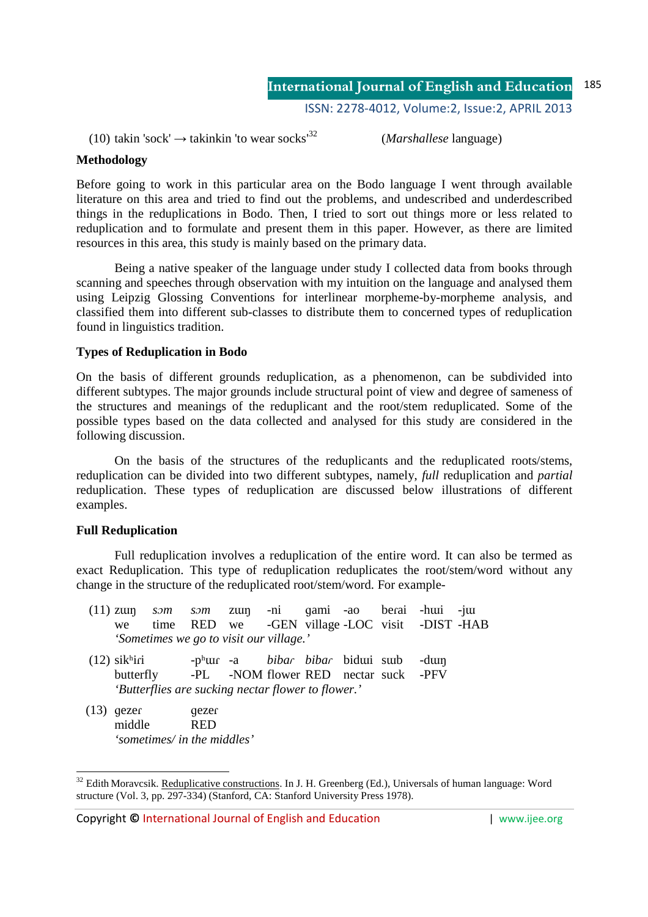(10) takin 'sock' → takinkin 'to wear socks'[32] (*Marshallese* language)

**Methodology**

Before going to work in this particular area on the Bodo language I went through available literature on this area and tried to find out the problems, and undescribed and underdescribed things in the reduplications in Bodo. Then, I tried to sort out things more or less related to reduplication and to formulate and present them in this paper. However, as there are limited resources in this area, this study is mainly based on the primary data.

Being a native speaker of the language under study I collected data from books through scanning and speeches through observation with my intuition on the language and analysed them using Leipzig Glossing Conventions for interlinear morpheme-by-morpheme analysis, and classified them into different sub-classes to distribute them to concerned types of reduplication found in linguistics tradition.

**Types of Reduplication in Bodo**

On the basis of different grounds reduplication, as a phenomenon, can be subdivided into different subtypes. The major grounds include structural point of view and degree of sameness of the structures and meanings of the reduplicant and the root/stem reduplicated. Some of the possible types based on the data collected and analysed for this study are considered in the following discussion.

On the basis of the structures of the reduplicants and the reduplicated roots/stems, reduplication can be divided into two different subtypes, namely, *full* reduplication and *partial* reduplication. These types of reduplication are discussed below illustrations of different examples.

**Full Reduplication**

Full reduplication involves a reduplication of the entire word. It can also be termed as exact Reduplication. This type of reduplication reduplicates the root/stem/word without any change in the structure of the reduplicated root/stem/word. For example-

(11) zɯŋ *sɔm* *sɔm* zɯŋ -ni gami -ao berai -hɯi -jɯ
we time RED we -GEN village -LOC visit -DIST -HAB
*'Sometimes we go to visit our village.'*

(12) sikʰiɾi -pʰɯɾ -a *bibaɾ* *bibaɾ* bidɯi sɯb -dɯŋ
butterfly -PL -NOM flower RED nectar suck -PFV
*'Butterflies are sucking nectar flower to flower.'*

(13) gezeɾ gezeɾ
middle RED
*'sometimes/ in the middles'*

---

[32] Edith Moravcsik. Reduplicative constructions. In J. H. Greenberg (Ed.), Universals of human language: Word structure (Vol. 3, pp. 297-334) (Stanford, CA: Stanford University Press 1978).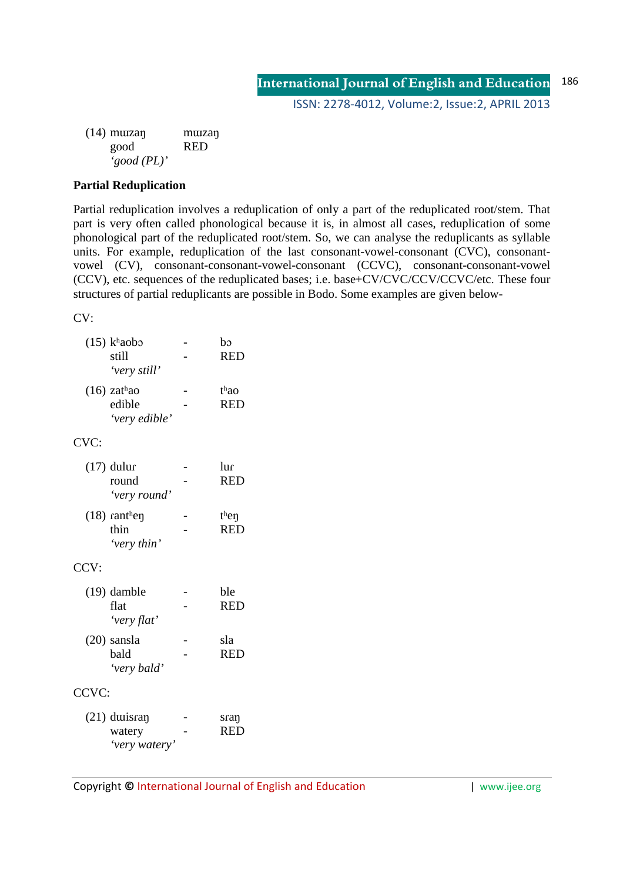(14) mɯzaŋ    mɯzaŋ
good    RED
*'good (PL)'*

**Partial Reduplication**

Partial reduplication involves a reduplication of only a part of the reduplicated root/stem. That part is very often called phonological because it is, in almost all cases, reduplication of some phonological part of the reduplicated root/stem. So, we can analyse the reduplicants as syllable units. For example, reduplication of the last consonant-vowel-consonant (CVC), consonant-vowel (CV), consonant-consonant-vowel-consonant (CCVC), consonant-consonant-vowel (CCV), etc. sequences of the reduplicated bases; i.e. base+CV/CVC/CCV/CCVC/etc. These four structures of partial reduplicants are possible in Bodo. Some examples are given below-

CV:

(15) kʰaobɔ - bɔ
still - RED
*'very still'*

(16) zatʰao - tʰao
edible - RED
*'very edible'*

CVC:

(17) dulur - lur
round - RED
*'very round'*

(18) rantʰeŋ - tʰeŋ
thin - RED
*'very thin'*

CCV:

(19) damble - ble
flat - RED
*'very flat'*

(20) sansla - sla
bald - RED
*'very bald'*

CCVC:

(21) dɯisraŋ - sraŋ
watery - RED
*'very watery'*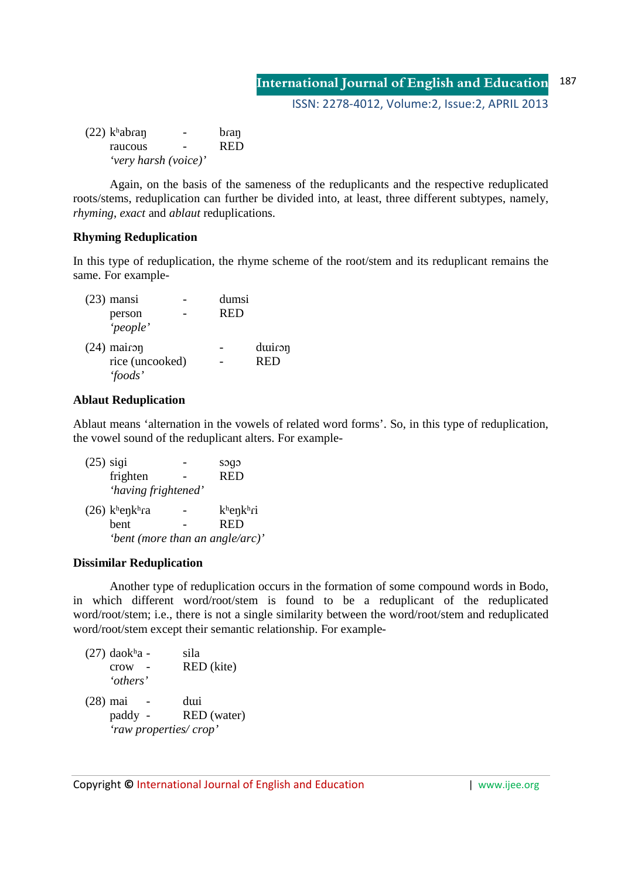(22) kʰabɾaŋ - bɾaŋ
raucous - RED
*'very harsh (voice)'*

Again, on the basis of the sameness of the reduplicants and the respective reduplicated roots/stems, reduplication can further be divided into, at least, three different subtypes, namely, *rhyming*, *exact* and *ablaut* reduplications.

**Rhyming Reduplication**

In this type of reduplication, the rhyme scheme of the root/stem and its reduplicant remains the same. For example-

(23) mansi - dumsi
person - RED
*'people'*

(24) maiɾɔŋ - dɯiɾɔŋ
rice (uncooked) - RED
*'foods'*

**Ablaut Reduplication**

Ablaut means 'alternation in the vowels of related word forms'. So, in this type of reduplication, the vowel sound of the reduplicant alters. For example-

(25) sigi - sɔgɔ
frighten - RED
*'having frightened'*

(26) kʰeŋkʰɾa - kʰeŋkʰɾi
bent - RED
*'bent (more than an angle/arc)'*

**Dissimilar Reduplication**

Another type of reduplication occurs in the formation of some compound words in Bodo, in which different word/root/stem is found to be a reduplicant of the reduplicated word/root/stem; i.e., there is not a single similarity between the word/root/stem and reduplicated word/root/stem except their semantic relationship. For example-

(27) daokʰa - sila
crow - RED (kite)
*'others'*

(28) mai - dɯi
paddy - RED (water)
*'raw properties/ crop'*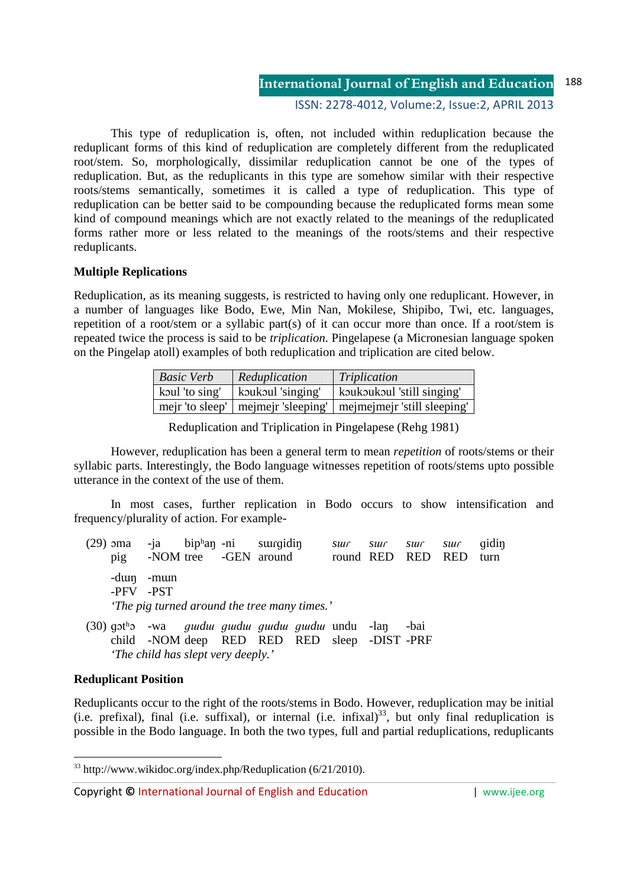This type of reduplication is, often, not included within reduplication because the reduplicant forms of this kind of reduplication are completely different from the reduplicated root/stem. So, morphologically, dissimilar reduplication cannot be one of the types of reduplication. But, as the reduplicants in this type are somehow similar with their respective roots/stems semantically, sometimes it is called a type of reduplication. This type of reduplication can be better said to be compounding because the reduplicated forms mean some kind of compound meanings which are not exactly related to the meanings of the reduplicated forms rather more or less related to the meanings of the roots/stems and their respective reduplicants.

**Multiple Replications**

Reduplication, as its meaning suggests, is restricted to having only one reduplicant. However, in a number of languages like Bodo, Ewe, Min Nan, Mokilese, Shipibo, Twi, etc. languages, repetition of a root/stem or a syllabic part(s) of it can occur more than once. If a root/stem is repeated twice the process is said to be *triplication*. Pingelapese (a Micronesian language spoken on the Pingelap atoll) examples of both reduplication and triplication are cited below.

| *Basic Verb* | *Reduplication* | *Triplication* |
|---|---|---|
| kɔul 'to sing' | kɔukɔul 'singing' | kɔukɔukɔul 'still singing' |
| mejr 'to sleep' | mejmejr 'sleeping' | mejmejmejr 'still sleeping' |

Reduplication and Triplication in Pingelapese (Rehg 1981)

However, reduplication has been a general term to mean *repetition* of roots/stems or their syllabic parts. Interestingly, the Bodo language witnesses repetition of roots/stems upto possible utterance in the context of the use of them.

In most cases, further replication in Bodo occurs to show intensification and frequency/plurality of action. For example-

(29) ɔma -ja bipʰaŋ -ni sɯrgidiŋ *sɯr sɯr sɯr sɯr* gidiŋ
pig -NOM tree -GEN around round RED RED RED turn
-dɯŋ -mɯn
-PFV -PST
*'The pig turned around the tree many times.'*

(30) gɔtʰɔ -wa *gɯdɯ gɯdɯ gɯdɯ gɯdɯ* undu -laŋ -bai
child -NOM deep RED RED RED sleep -DIST -PRF
*'The child has slept very deeply.'*

**Reduplicant Position**

Reduplicants occur to the right of the roots/stems in Bodo. However, reduplication may be initial (i.e. prefixal), final (i.e. suffixal), or internal (i.e. infixal)[33], but only final reduplication is possible in the Bodo language. In both the two types, full and partial reduplications, reduplicants

[33] http://www.wikidoc.org/index.php/Reduplication (6/21/2010).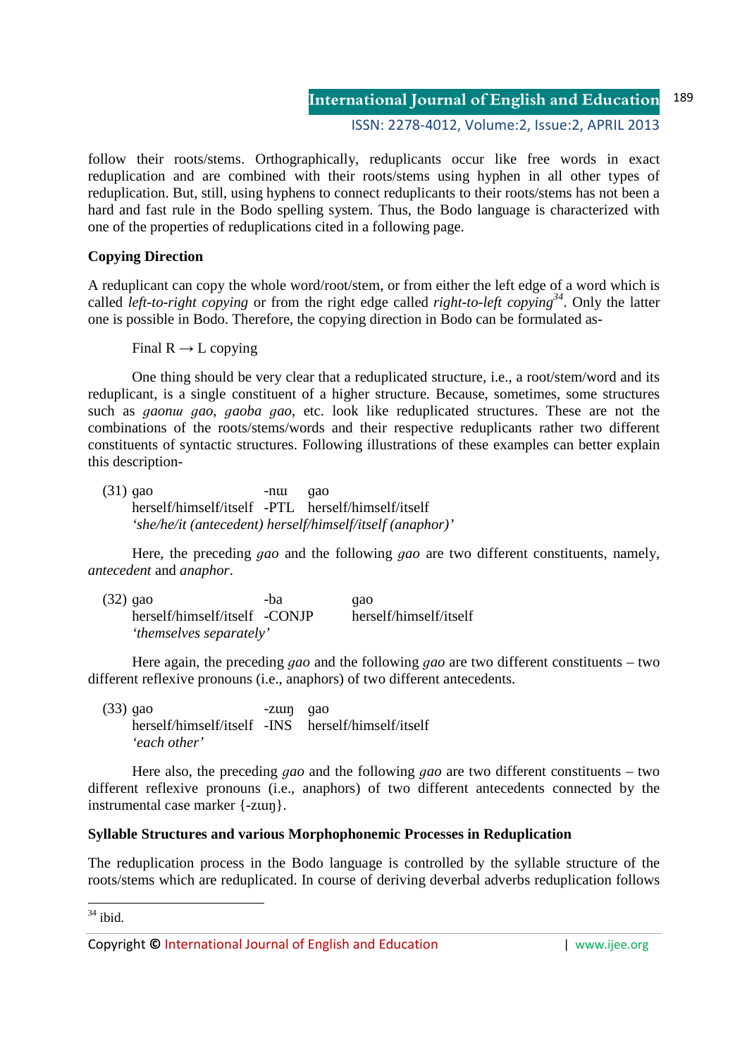follow their roots/stems. Orthographically, reduplicants occur like free words in exact reduplication and are combined with their roots/stems using hyphen in all other types of reduplication. But, still, using hyphens to connect reduplicants to their roots/stems has not been a hard and fast rule in the Bodo spelling system. Thus, the Bodo language is characterized with one of the properties of reduplications cited in a following page.

**Copying Direction**

A reduplicant can copy the whole word/root/stem, or from either the left edge of a word which is called *left-to-right copying* or from the right edge called *right-to-left copying*[34]. Only the latter one is possible in Bodo. Therefore, the copying direction in Bodo can be formulated as-

Final R → L copying

One thing should be very clear that a reduplicated structure, i.e., a root/stem/word and its reduplicant, is a single constituent of a higher structure. Because, sometimes, some structures such as *gaonɯ gao*, *gaoba gao*, etc. look like reduplicated structures. These are not the combinations of the roots/stems/words and their respective reduplicants rather two different constituents of syntactic structures. Following illustrations of these examples can better explain this description-

(31) gao -nɯ gao
herself/himself/itself -PTL herself/himself/itself
*'she/he/it (antecedent) herself/himself/itself (anaphor)'*

Here, the preceding *gao* and the following *gao* are two different constituents, namely, *antecedent* and *anaphor*.

(32) gao -ba gao
herself/himself/itself -CONJP herself/himself/itself
*'themselves separately'*

Here again, the preceding *gao* and the following *gao* are two different constituents – two different reflexive pronouns (i.e., anaphors) of two different antecedents.

(33) gao -zɯŋ gao
herself/himself/itself -INS herself/himself/itself
*'each other'*

Here also, the preceding *gao* and the following *gao* are two different constituents – two different reflexive pronouns (i.e., anaphors) of two different antecedents connected by the instrumental case marker {-zɯŋ}.

**Syllable Structures and various Morphophonemic Processes in Reduplication**

The reduplication process in the Bodo language is controlled by the syllable structure of the roots/stems which are reduplicated. In course of deriving deverbal adverbs reduplication follows

---

[34] ibid.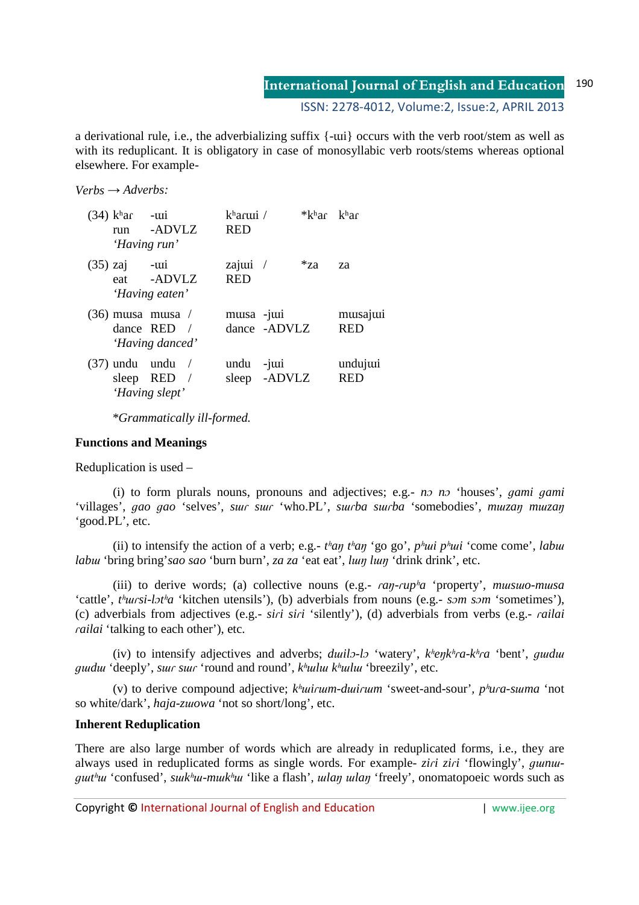a derivational rule, i.e., the adverbializing suffix {-ɯi} occurs with the verb root/stem as well as with its reduplicant. It is obligatory in case of monosyllabic verb roots/stems whereas optional elsewhere. For example-

*Verbs → Adverbs:*

| | | | | |
|---|---|---|---|---|
| (34) kʰaɾ | -ɯi | kʰaɾɯi / | *kʰaɾ | kʰaɾ |
| run | -ADVLZ | RED | | |
| *'Having run'* | | | | |
| (35) zaj | -ɯi | zajɯi / | *za | za |
| eat | -ADVLZ | RED | | |
| *'Having eaten'* | | | | |
| (36) mɯsa | mɯsa / | mɯsa | -jɯi | mɯsajɯi |
| dance | RED / | dance | -ADVLZ | RED |
| *'Having danced'* | | | | |
| (37) undu | undu / | undu | -jɯi | undujɯi |
| sleep | RED / | sleep | -ADVLZ | RED |
| *'Having slept'* | | | | |

*\*Grammatically ill-formed.*

**Functions and Meanings**

Reduplication is used –

(i) to form plurals nouns, pronouns and adjectives; e.g.- *nɔ nɔ* 'houses', *gami gami* 'villages', *gao gao* 'selves', *sɯɾ sɯɾ* 'who.PL', *sɯɾba sɯɾba* 'somebodies', *mɯzaŋ mɯzaŋ* 'good.PL', etc.

(ii) to intensify the action of a verb; e.g.- *tʰaŋ tʰaŋ* 'go go', *pʰɯi pʰɯi* 'come come', *labɯ labɯ* 'bring bring'*sao sao* 'burn burn', *za za* 'eat eat', *lɯŋ lɯŋ* 'drink drink', etc.

(iii) to derive words; (a) collective nouns (e.g.- *ɾaŋ-ɾupʰa* 'property', *mɯsɯo-mɯsa* 'cattle', *tʰɯɾsi-lɔtʰa* 'kitchen utensils'), (b) adverbials from nouns (e.g.- *sɔm sɔm* 'sometimes'), (c) adverbials from adjectives (e.g.- *siɾi siɾi* 'silently'), (d) adverbials from verbs (e.g.- *ɾailai ɾailai* 'talking to each other'), etc.

(iv) to intensify adjectives and adverbs; *dɯilɔ-lɔ* 'watery', *kʰeŋkʰɾa-kʰɾa* 'bent', *gɯdɯ gɯdɯ* 'deeply', *sɯɾ sɯɾ* 'round and round', *kʰɯlɯ kʰɯlɯ* 'breezily', etc.

(v) to derive compound adjective; *kʰɯiɾɯm-dɯiɾɯm* 'sweet-and-sour', *pʰuɾa-sɯma* 'not so white/dark', *haja-zɯowa* 'not so short/long', etc.

**Inherent Reduplication**

There are also large number of words which are already in reduplicated forms, i.e., they are always used in reduplicated forms as single words. For example- *ziɾi ziɾi* 'flowingly', *gɯnɯ-gutʰɯ* 'confused', *sɯkʰɯ-mɯkʰɯ* 'like a flash', *ɯlaŋ ɯlaŋ* 'freely', onomatopoeic words such as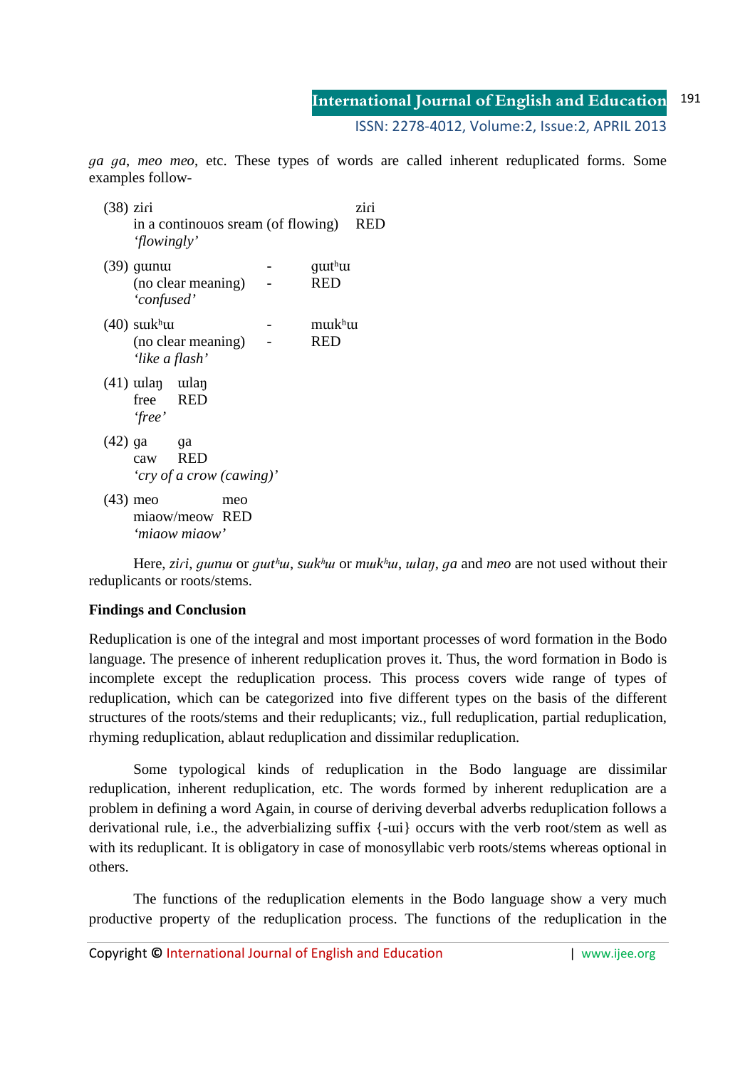*ga ga*, *meo meo*, etc. These types of words are called inherent reduplicated forms. Some examples follow-

(38) ziɾi ziɾi
in a continouos sream (of flowing) RED
*'flowingly'*

(39) gɯnɯ - gɯtʰɯ
(no clear meaning) - RED
*'confused'*

(40) sɯkʰɯ - mɯkʰɯ
(no clear meaning) - RED
*'like a flash'*

(41) ɯlaŋ ɯlaŋ
free RED
*'free'*

(42) ga ga
caw RED
*'cry of a crow (cawing)'*

(43) meo meo
miaow/meow RED
*'miaow miaow'*

Here, *ziɾi*, *gɯnɯ* or *gɯtʰɯ*, *sɯkʰɯ* or *mɯkʰɯ*, *ɯlaŋ*, *ga* and *meo* are not used without their reduplicants or roots/stems.

**Findings and Conclusion**

Reduplication is one of the integral and most important processes of word formation in the Bodo language. The presence of inherent reduplication proves it. Thus, the word formation in Bodo is incomplete except the reduplication process. This process covers wide range of types of reduplication, which can be categorized into five different types on the basis of the different structures of the roots/stems and their reduplicants; viz., full reduplication, partial reduplication, rhyming reduplication, ablaut reduplication and dissimilar reduplication.

Some typological kinds of reduplication in the Bodo language are dissimilar reduplication, inherent reduplication, etc. The words formed by inherent reduplication are a problem in defining a word Again, in course of deriving deverbal adverbs reduplication follows a derivational rule, i.e., the adverbializing suffix {-ɯi} occurs with the verb root/stem as well as with its reduplicant. It is obligatory in case of monosyllabic verb roots/stems whereas optional in others.

The functions of the reduplication elements in the Bodo language show a very much productive property of the reduplication process. The functions of the reduplication in the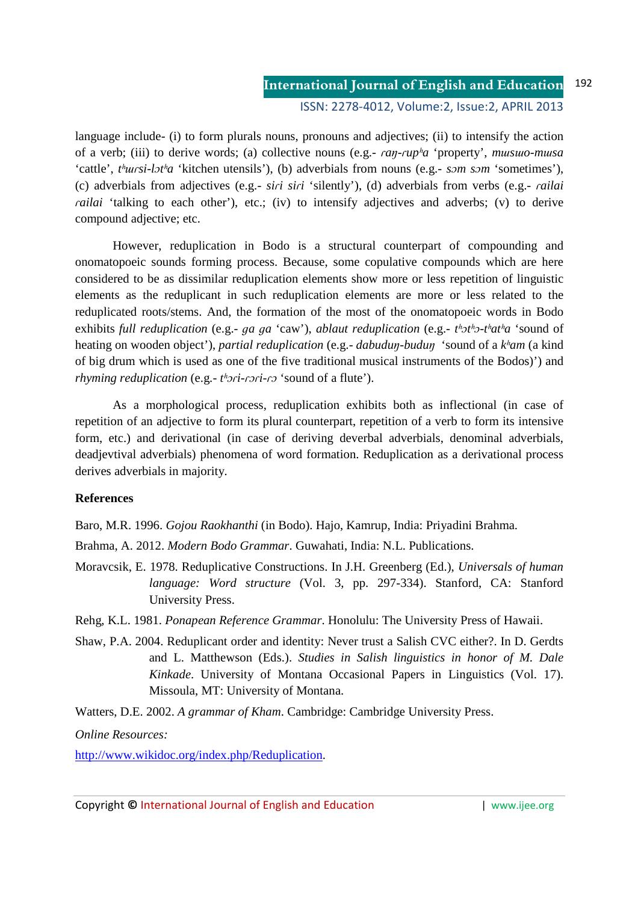language include- (i) to form plurals nouns, pronouns and adjectives; (ii) to intensify the action of a verb; (iii) to derive words; (a) collective nouns (e.g.- *ɾaŋ-ɾupʰa* 'property', *mɯsɯo-mɯsa* 'cattle', *tʰɯɾsi-lɔtʰa* 'kitchen utensils'), (b) adverbials from nouns (e.g.- *sɔm sɔm* 'sometimes'), (c) adverbials from adjectives (e.g.- *siɾi siɾi* 'silently'), (d) adverbials from verbs (e.g.- *ɾailai ɾailai* 'talking to each other'), etc.; (iv) to intensify adjectives and adverbs; (v) to derive compound adjective; etc.

However, reduplication in Bodo is a structural counterpart of compounding and onomatopoeic sounds forming process. Because, some copulative compounds which are here considered to be as dissimilar reduplication elements show more or less repetition of linguistic elements as the reduplicant in such reduplication elements are more or less related to the reduplicated roots/stems. And, the formation of the most of the onomatopoeic words in Bodo exhibits *full reduplication* (e.g.- *ga ga* 'caw'), *ablaut reduplication* (e.g.- *tʰɔtʰɔ-tʰatʰa* 'sound of heating on wooden object'), *partial reduplication* (e.g.- *dabuduŋ-buduŋ* 'sound of a *kʰam* (a kind of big drum which is used as one of the five traditional musical instruments of the Bodos)') and *rhyming reduplication* (e.g.- *tʰɔɾi-ɾɔɾi-ɾɔ* 'sound of a flute').

As a morphological process, reduplication exhibits both as inflectional (in case of repetition of an adjective to form its plural counterpart, repetition of a verb to form its intensive form, etc.) and derivational (in case of deriving deverbal adverbials, denominal adverbials, deadjevtival adverbials) phenomena of word formation. Reduplication as a derivational process derives adverbials in majority.

## References

Baro, M.R. 1996. *Gojou Raokhanthi* (in Bodo). Hajo, Kamrup, India: Priyadini Brahma.

Brahma, A. 2012. *Modern Bodo Grammar*. Guwahati, India: N.L. Publications.

Moravcsik, E. 1978. Reduplicative Constructions. In J.H. Greenberg (Ed.), *Universals of human language: Word structure* (Vol. 3, pp. 297-334). Stanford, CA: Stanford University Press.

Rehg, K.L. 1981. *Ponapean Reference Grammar*. Honolulu: The University Press of Hawaii.

Shaw, P.A. 2004. Reduplicant order and identity: Never trust a Salish CVC either?. In D. Gerdts and L. Matthewson (Eds.). *Studies in Salish linguistics in honor of M. Dale Kinkade*. University of Montana Occasional Papers in Linguistics (Vol. 17). Missoula, MT: University of Montana.

Watters, D.E. 2002. *A grammar of Kham*. Cambridge: Cambridge University Press.

*Online Resources:*

http://www.wikidoc.org/index.php/Reduplication.